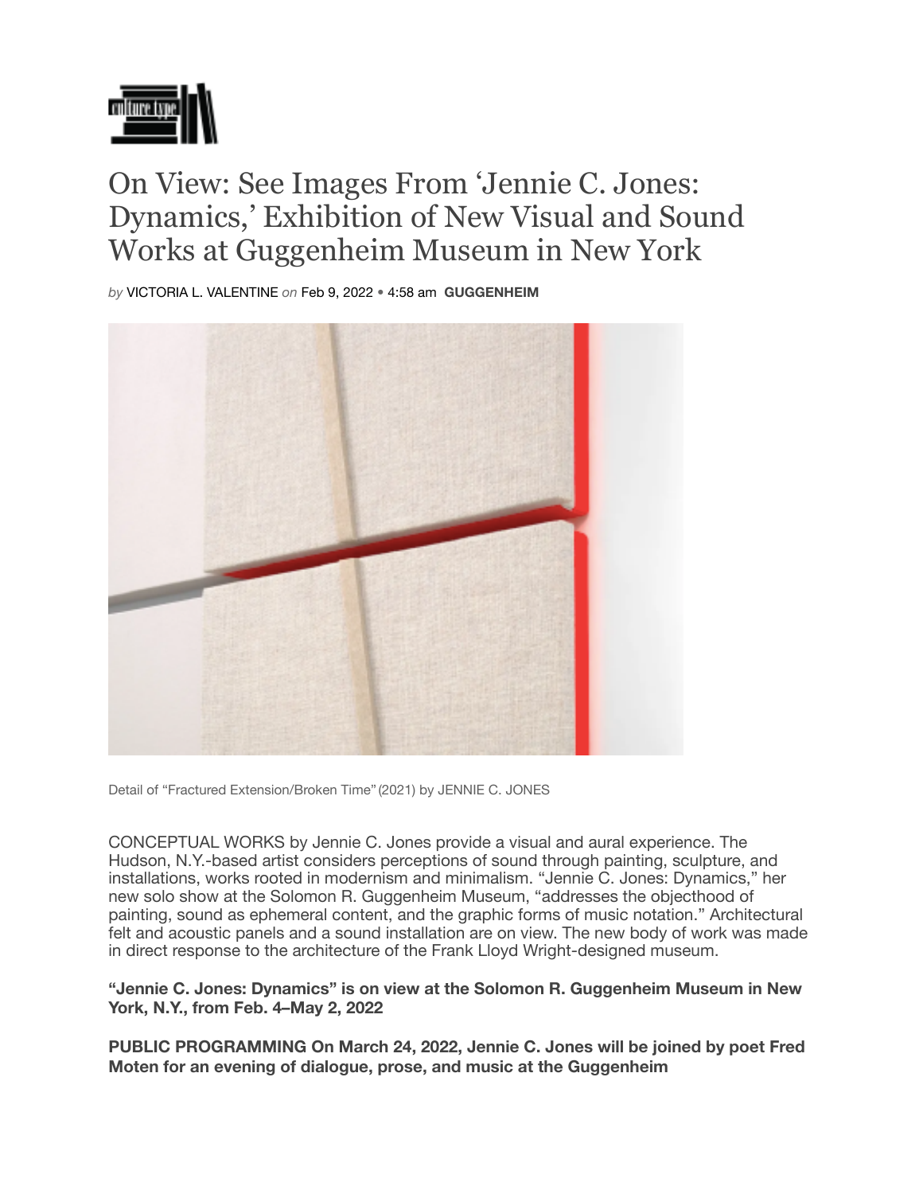# On View: See Images From 'Jennie C. Jones: Dynamics,' Exhibition of New Visual and Sound Works at Guggenheim Museum in New York

*by* VICTORIA L. VALENTINE *on* Feb 9, 2022 • 4:58 am **GUGGENHEIM**

Detail of "Fractured Extension/Broken Time" (2021) by JENNIE C. JONES

CONCEPTUAL WORKS by Jennie C. Jones provide a visual and aural experience. The Hudson, N.Y.-based artist considers perceptions of sound through painting, sculpture, and installations, works rooted in modernism and minimalism. "Jennie C. Jones: Dynamics," her new solo show at the Solomon R. Guggenheim Museum, "addresses the objecthood of painting, sound as ephemeral content, and the graphic forms of music notation." Architectural felt and acoustic panels and a sound installation are on view. The new body of work was made in direct response to the architecture of the Frank Lloyd Wright-designed museum.

**"Jennie C. Jones: Dynamics" is on view at the Solomon R. Guggenheim Museum in New York, N.Y., from Feb. 4–May 2, 2022**

**PUBLIC PROGRAMMING On March 24, 2022, Jennie C. Jones will be joined by poet Fred Moten for an evening of dialogue, prose, and music at the Guggenheim**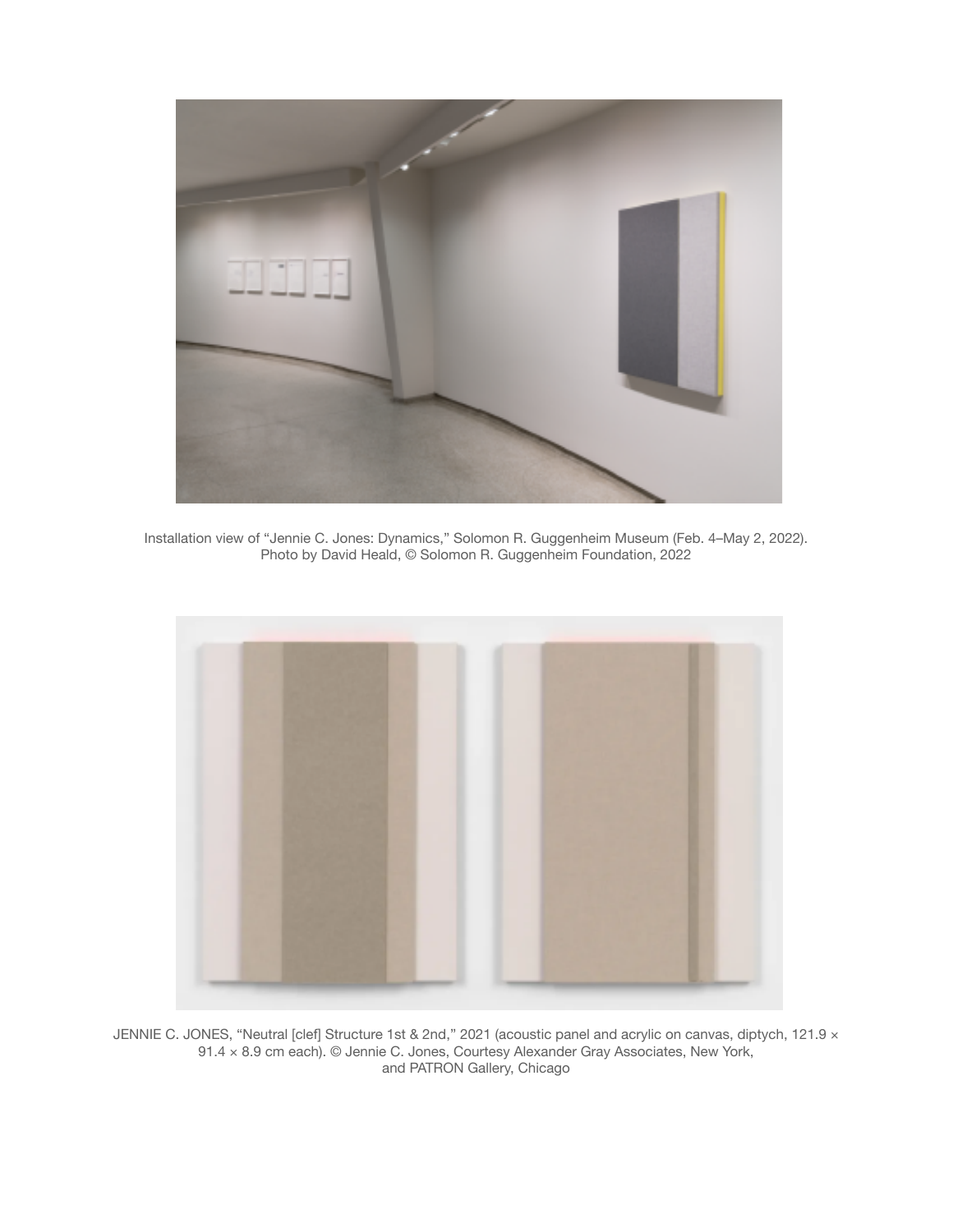Installation view of “Jennie C. Jones: Dynamics,” Solomon R. Guggenheim Museum (Feb. 4–May 2, 2022). Photo by David Heald, © Solomon R. Guggenheim Foundation, 2022

JENNIE C. JONES, “Neutral [clef] Structure 1st & 2nd,” 2021 (acoustic panel and acrylic on canvas, diptych, 121.9 × 91.4 × 8.9 cm each). © Jennie C. Jones, Courtesy Alexander Gray Associates, New York, and PATRON Gallery, Chicago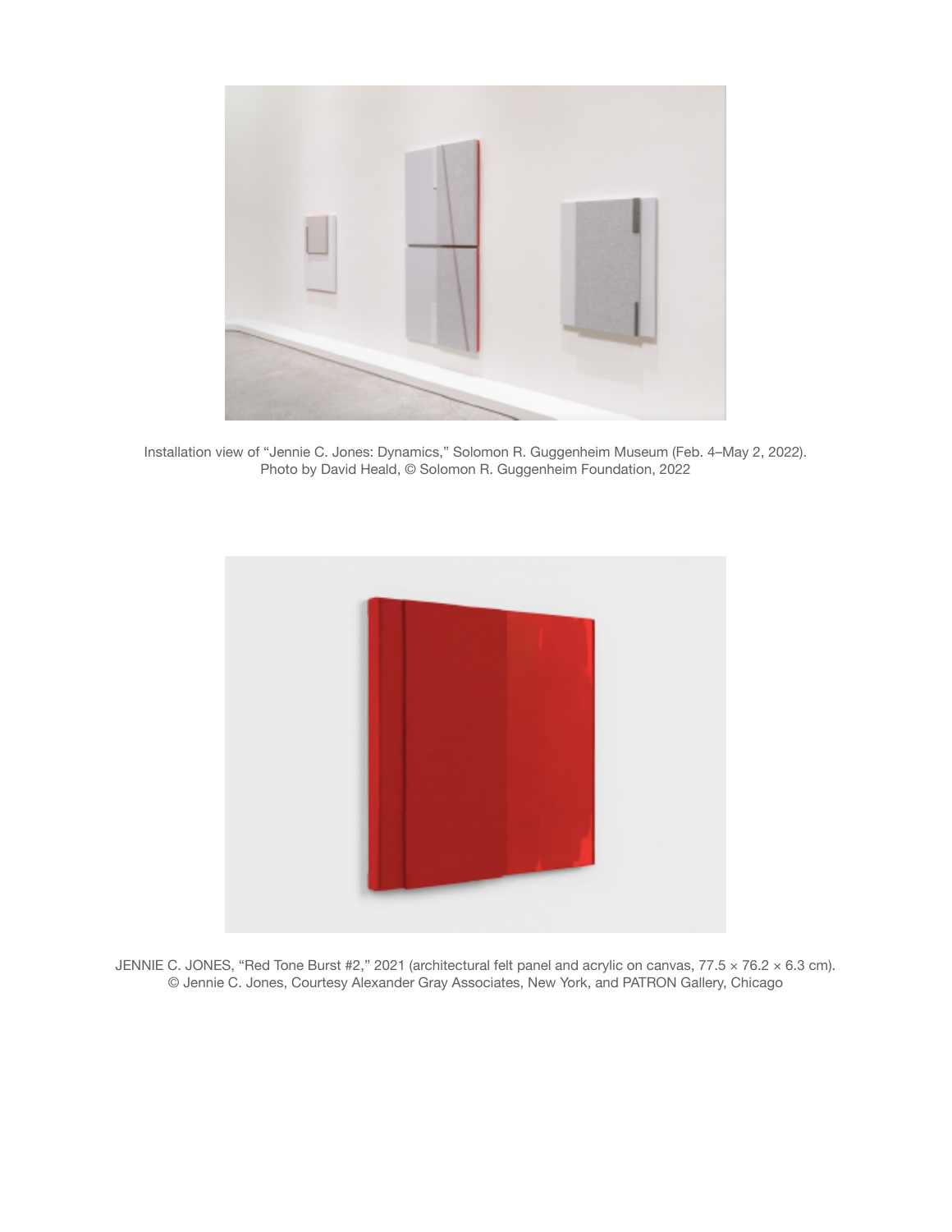Installation view of “Jennie C. Jones: Dynamics,” Solomon R. Guggenheim Museum (Feb. 4–May 2, 2022).
Photo by David Heald, © Solomon R. Guggenheim Foundation, 2022

JENNIE C. JONES, “Red Tone Burst #2,” 2021 (architectural felt panel and acrylic on canvas, 77.5 × 76.2 × 6.3 cm).
© Jennie C. Jones, Courtesy Alexander Gray Associates, New York, and PATRON Gallery, Chicago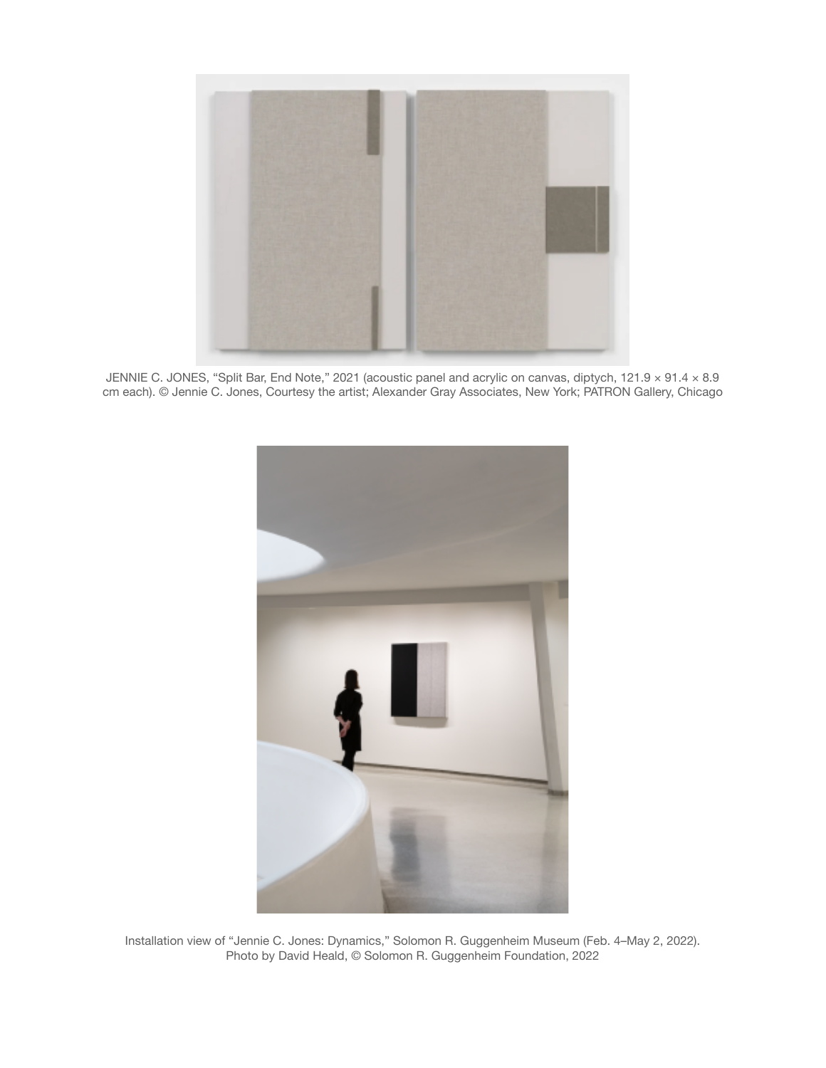JENNIE C. JONES, “Split Bar, End Note,” 2021 (acoustic panel and acrylic on canvas, diptych, 121.9 × 91.4 × 8.9 cm each). © Jennie C. Jones, Courtesy the artist; Alexander Gray Associates, New York; PATRON Gallery, Chicago

Installation view of “Jennie C. Jones: Dynamics,” Solomon R. Guggenheim Museum (Feb. 4–May 2, 2022). Photo by David Heald, © Solomon R. Guggenheim Foundation, 2022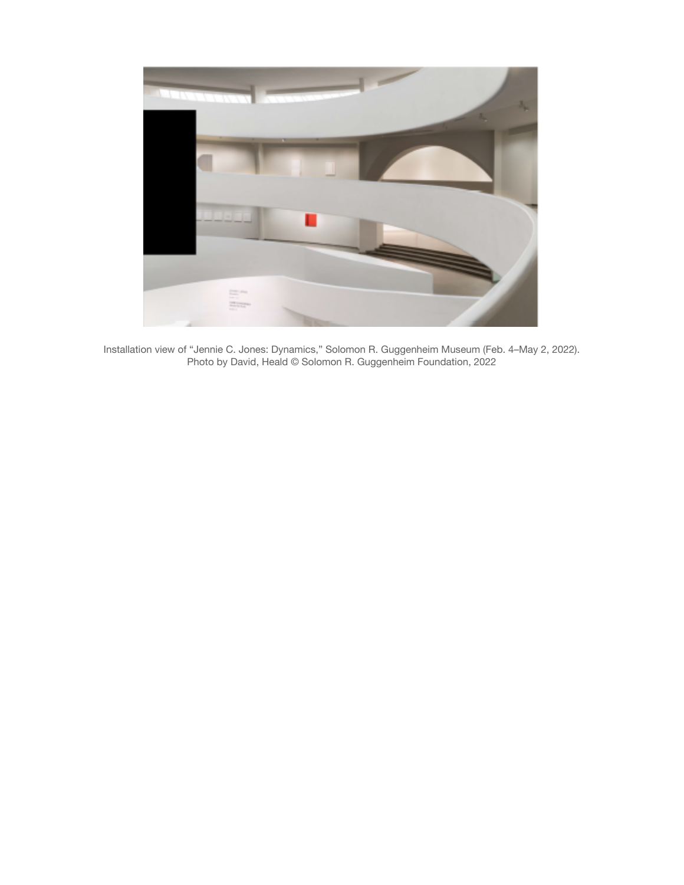Installation view of “Jennie C. Jones: Dynamics,” Solomon R. Guggenheim Museum (Feb. 4–May 2, 2022). Photo by David, Heald © Solomon R. Guggenheim Foundation, 2022